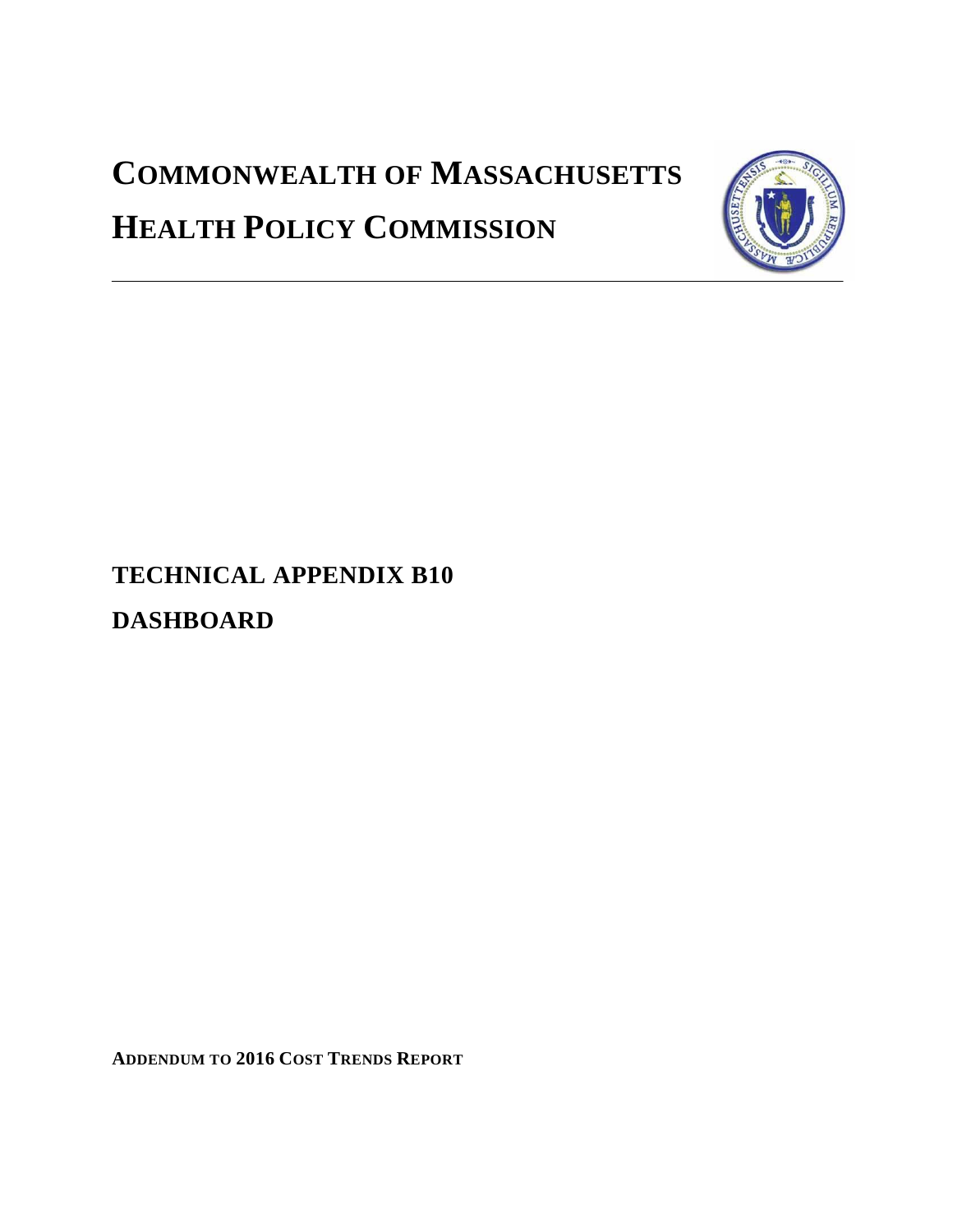# COMMONWEALTH OF MASSACHUSETTS

# HEALTH POLICY COMMISSION

## TECHNICAL APPENDIX B10

## DASHBOARD

**ADDENDUM TO 2016 COST TRENDS REPORT**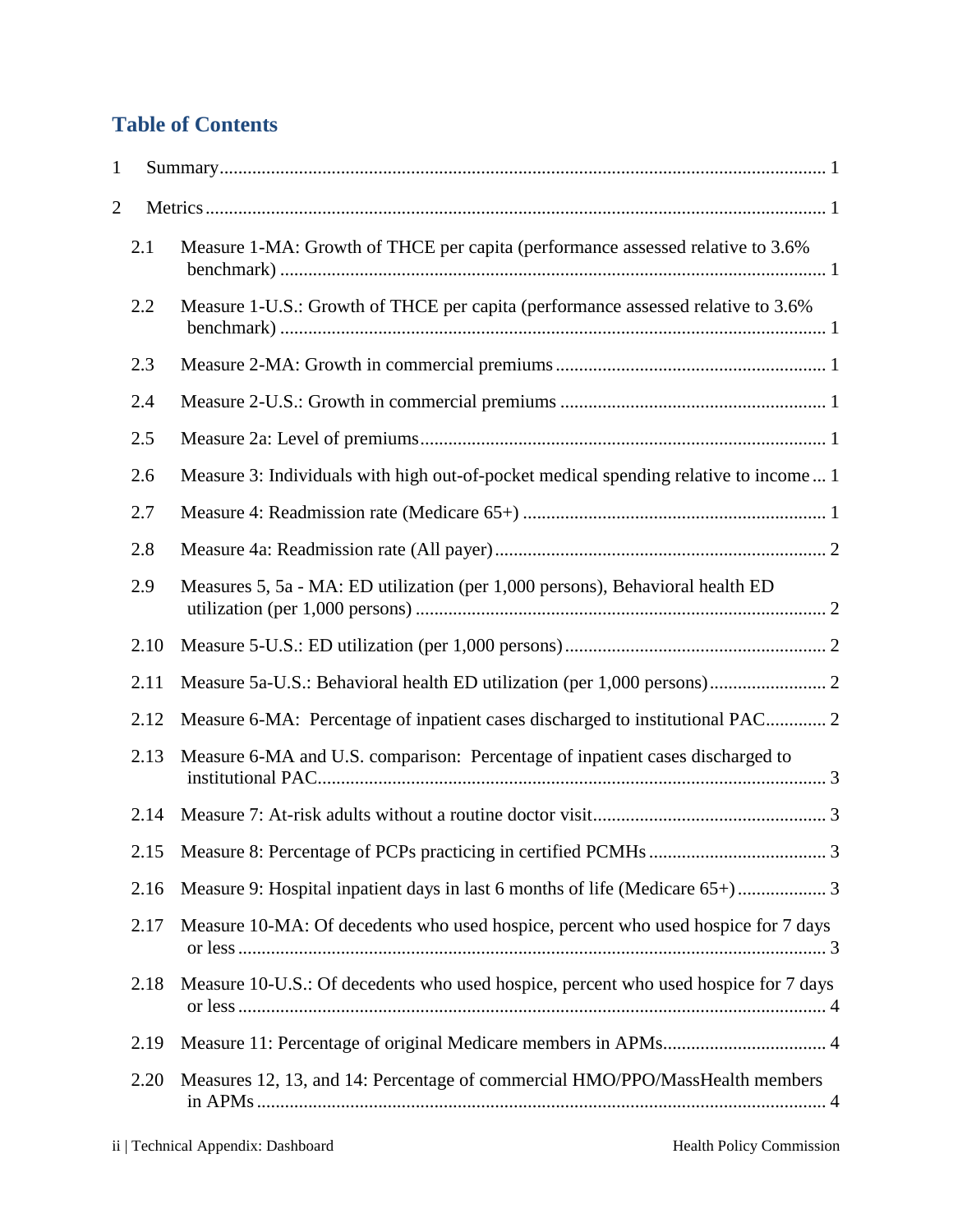# Table of Contents

1 Summary ........ 1

2 Metrics ........ 1

- 2.1 Measure 1-MA: Growth of THCE per capita (performance assessed relative to 3.6% benchmark) ........ 1
- 2.2 Measure 1-U.S.: Growth of THCE per capita (performance assessed relative to 3.6% benchmark) ........ 1
- 2.3 Measure 2-MA: Growth in commercial premiums ........ 1
- 2.4 Measure 2-U.S.: Growth in commercial premiums ........ 1
- 2.5 Measure 2a: Level of premiums ........ 1
- 2.6 Measure 3: Individuals with high out-of-pocket medical spending relative to income ... 1
- 2.7 Measure 4: Readmission rate (Medicare 65+) ........ 1
- 2.8 Measure 4a: Readmission rate (All payer) ........ 2
- 2.9 Measures 5, 5a - MA: ED utilization (per 1,000 persons), Behavioral health ED utilization (per 1,000 persons) ........ 2
- 2.10 Measure 5-U.S.: ED utilization (per 1,000 persons) ........ 2
- 2.11 Measure 5a-U.S.: Behavioral health ED utilization (per 1,000 persons) ........ 2
- 2.12 Measure 6-MA: Percentage of inpatient cases discharged to institutional PAC ........ 2
- 2.13 Measure 6-MA and U.S. comparison: Percentage of inpatient cases discharged to institutional PAC ........ 3
- 2.14 Measure 7: At-risk adults without a routine doctor visit ........ 3
- 2.15 Measure 8: Percentage of PCPs practicing in certified PCMHs ........ 3
- 2.16 Measure 9: Hospital inpatient days in last 6 months of life (Medicare 65+) ........ 3
- 2.17 Measure 10-MA: Of decedents who used hospice, percent who used hospice for 7 days or less ........ 3
- 2.18 Measure 10-U.S.: Of decedents who used hospice, percent who used hospice for 7 days or less ........ 4
- 2.19 Measure 11: Percentage of original Medicare members in APMs ........ 4
- 2.20 Measures 12, 13, and 14: Percentage of commercial HMO/PPO/MassHealth members in APMs ........ 4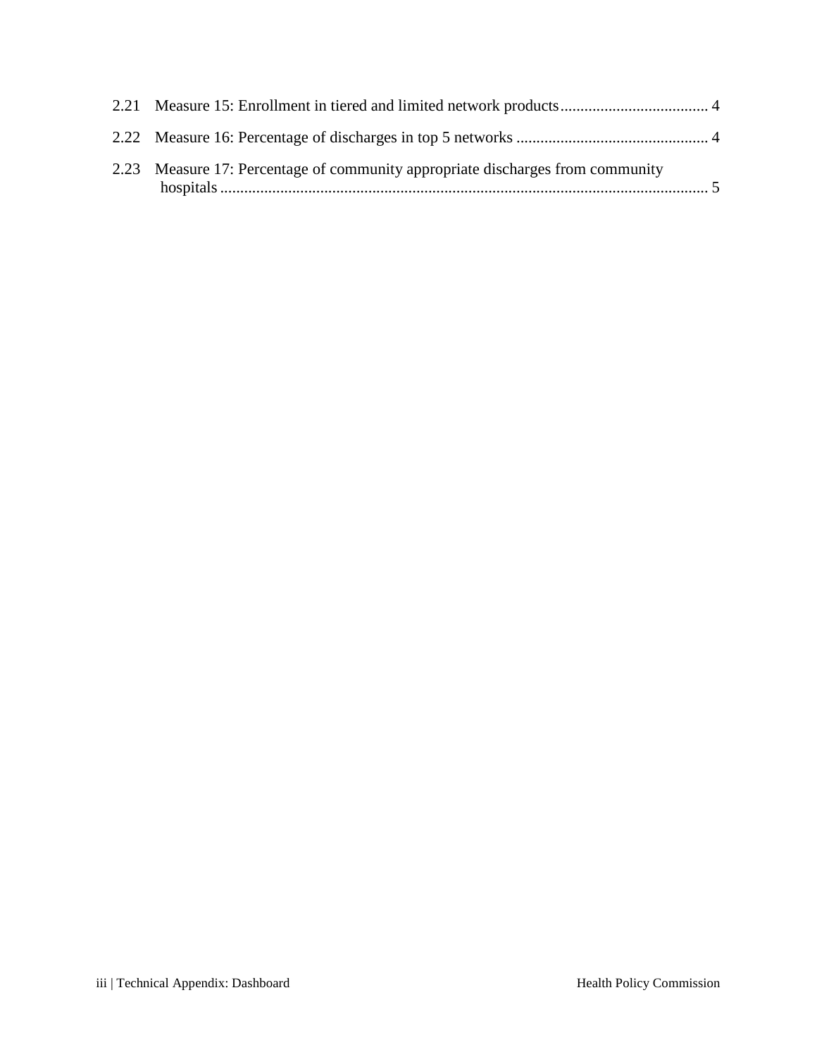2.21 Measure 15: Enrollment in tiered and limited network products ..................................... 4

2.22 Measure 16: Percentage of discharges in top 5 networks ................................................ 4

2.23 Measure 17: Percentage of community appropriate discharges from community hospitals ........................................................................................................................... 5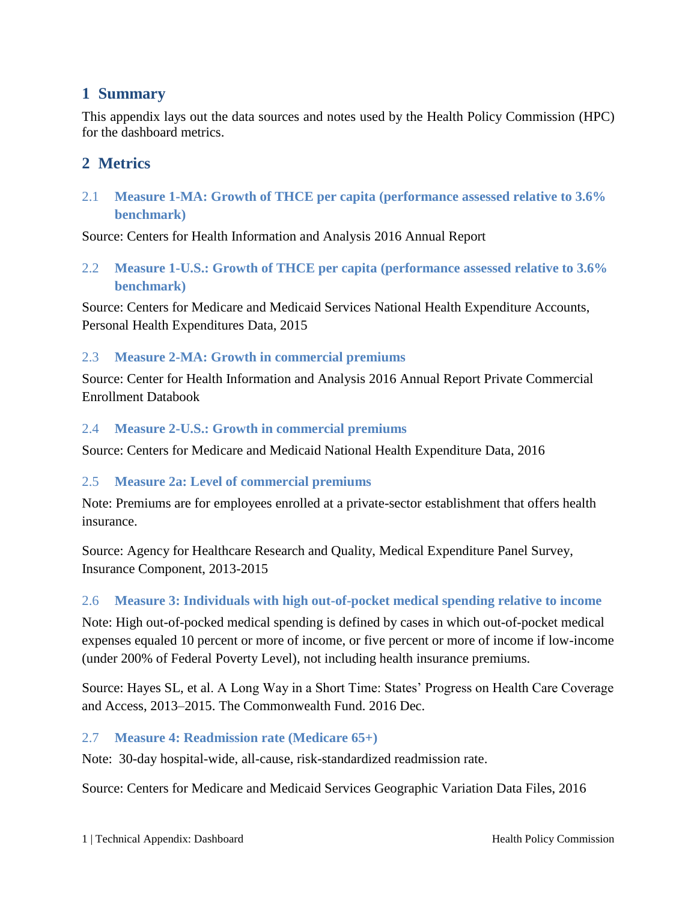# 1 Summary

This appendix lays out the data sources and notes used by the Health Policy Commission (HPC) for the dashboard metrics.

# 2 Metrics

## 2.1 Measure 1-MA: Growth of THCE per capita (performance assessed relative to 3.6% benchmark)

Source: Centers for Health Information and Analysis 2016 Annual Report

## 2.2 Measure 1-U.S.: Growth of THCE per capita (performance assessed relative to 3.6% benchmark)

Source: Centers for Medicare and Medicaid Services National Health Expenditure Accounts, Personal Health Expenditures Data, 2015

## 2.3 Measure 2-MA: Growth in commercial premiums

Source: Center for Health Information and Analysis 2016 Annual Report Private Commercial Enrollment Databook

## 2.4 Measure 2-U.S.: Growth in commercial premiums

Source: Centers for Medicare and Medicaid National Health Expenditure Data, 2016

## 2.5 Measure 2a: Level of commercial premiums

Note: Premiums are for employees enrolled at a private-sector establishment that offers health insurance.

Source: Agency for Healthcare Research and Quality, Medical Expenditure Panel Survey, Insurance Component, 2013-2015

## 2.6 Measure 3: Individuals with high out-of-pocket medical spending relative to income

Note: High out-of-pocked medical spending is defined by cases in which out-of-pocket medical expenses equaled 10 percent or more of income, or five percent or more of income if low-income (under 200% of Federal Poverty Level), not including health insurance premiums.

Source: Hayes SL, et al. A Long Way in a Short Time: States' Progress on Health Care Coverage and Access, 2013–2015. The Commonwealth Fund. 2016 Dec.

## 2.7 Measure 4: Readmission rate (Medicare 65+)

Note: 30-day hospital-wide, all-cause, risk-standardized readmission rate.

Source: Centers for Medicare and Medicaid Services Geographic Variation Data Files, 2016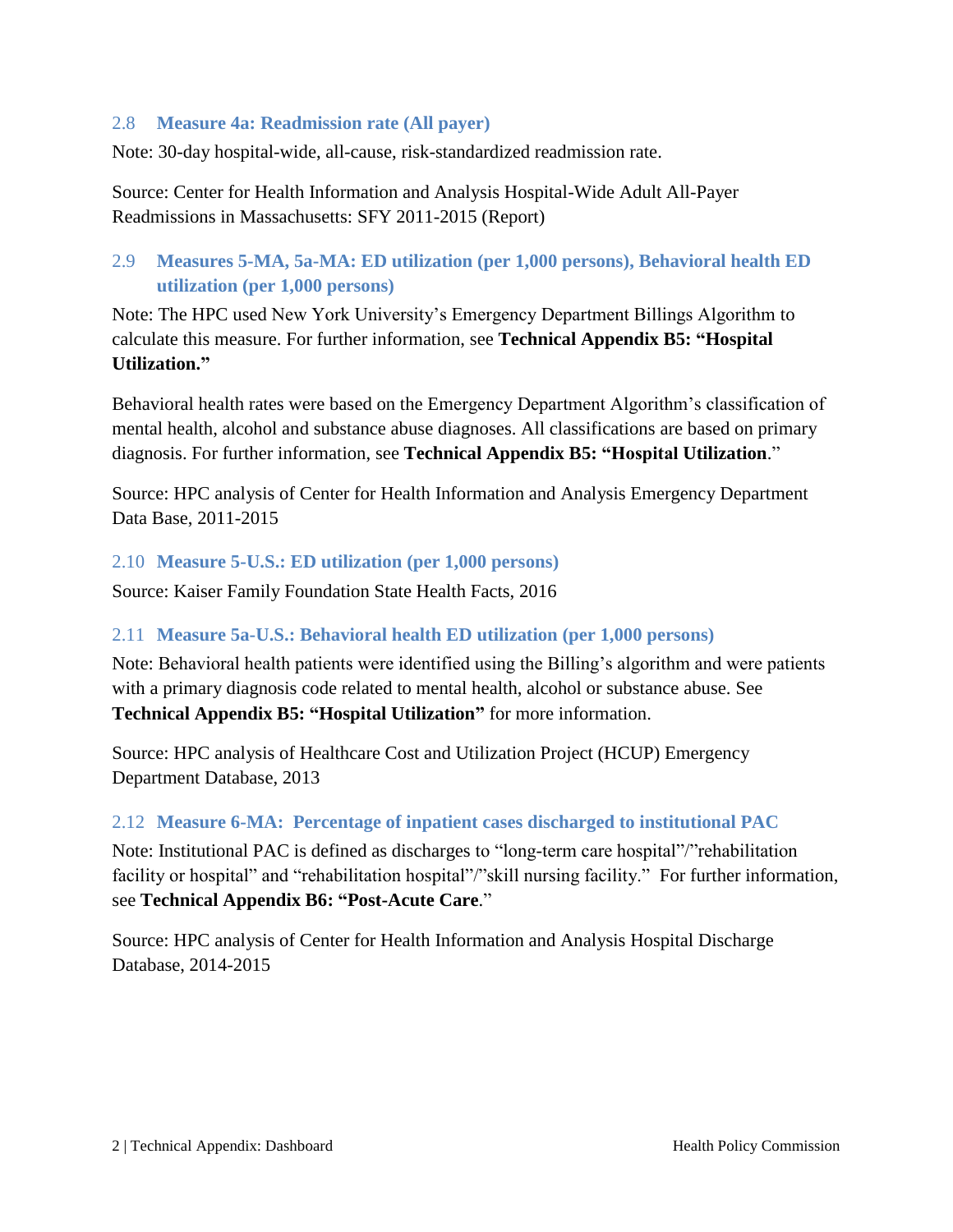### 2.8 Measure 4a: Readmission rate (All payer)

Note: 30-day hospital-wide, all-cause, risk-standardized readmission rate.

Source: Center for Health Information and Analysis Hospital-Wide Adult All-Payer Readmissions in Massachusetts: SFY 2011-2015 (Report)

### 2.9 Measures 5-MA, 5a-MA: ED utilization (per 1,000 persons), Behavioral health ED utilization (per 1,000 persons)

Note: The HPC used New York University's Emergency Department Billings Algorithm to calculate this measure. For further information, see **Technical Appendix B5: "Hospital Utilization."**

Behavioral health rates were based on the Emergency Department Algorithm's classification of mental health, alcohol and substance abuse diagnoses. All classifications are based on primary diagnosis. For further information, see **Technical Appendix B5: "Hospital Utilization**."

Source: HPC analysis of Center for Health Information and Analysis Emergency Department Data Base, 2011-2015

### 2.10 Measure 5-U.S.: ED utilization (per 1,000 persons)

Source: Kaiser Family Foundation State Health Facts, 2016

### 2.11 Measure 5a-U.S.: Behavioral health ED utilization (per 1,000 persons)

Note: Behavioral health patients were identified using the Billing's algorithm and were patients with a primary diagnosis code related to mental health, alcohol or substance abuse. See **Technical Appendix B5: "Hospital Utilization"** for more information.

Source: HPC analysis of Healthcare Cost and Utilization Project (HCUP) Emergency Department Database, 2013

### 2.12 Measure 6-MA: Percentage of inpatient cases discharged to institutional PAC

Note: Institutional PAC is defined as discharges to "long-term care hospital"/"rehabilitation facility or hospital" and "rehabilitation hospital"/"skill nursing facility." For further information, see **Technical Appendix B6: "Post-Acute Care**."

Source: HPC analysis of Center for Health Information and Analysis Hospital Discharge Database, 2014-2015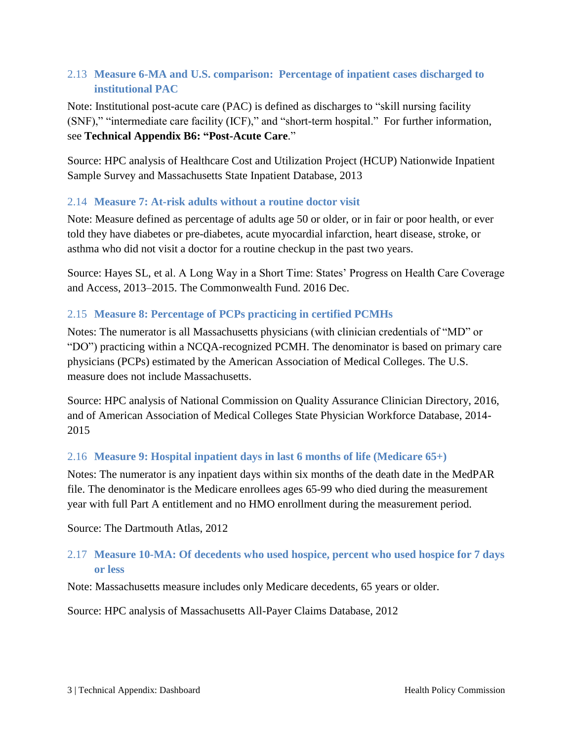### 2.13 Measure 6-MA and U.S. comparison: Percentage of inpatient cases discharged to institutional PAC

Note: Institutional post-acute care (PAC) is defined as discharges to "skill nursing facility (SNF)," "intermediate care facility (ICF)," and "short-term hospital." For further information, see **Technical Appendix B6: "Post-Acute Care**."

Source: HPC analysis of Healthcare Cost and Utilization Project (HCUP) Nationwide Inpatient Sample Survey and Massachusetts State Inpatient Database, 2013

### 2.14 Measure 7: At-risk adults without a routine doctor visit

Note: Measure defined as percentage of adults age 50 or older, or in fair or poor health, or ever told they have diabetes or pre-diabetes, acute myocardial infarction, heart disease, stroke, or asthma who did not visit a doctor for a routine checkup in the past two years.

Source: Hayes SL, et al. A Long Way in a Short Time: States' Progress on Health Care Coverage and Access, 2013–2015. The Commonwealth Fund. 2016 Dec.

### 2.15 Measure 8: Percentage of PCPs practicing in certified PCMHs

Notes: The numerator is all Massachusetts physicians (with clinician credentials of "MD" or "DO") practicing within a NCQA-recognized PCMH. The denominator is based on primary care physicians (PCPs) estimated by the American Association of Medical Colleges. The U.S. measure does not include Massachusetts.

Source: HPC analysis of National Commission on Quality Assurance Clinician Directory, 2016, and of American Association of Medical Colleges State Physician Workforce Database, 2014-2015

### 2.16 Measure 9: Hospital inpatient days in last 6 months of life (Medicare 65+)

Notes: The numerator is any inpatient days within six months of the death date in the MedPAR file. The denominator is the Medicare enrollees ages 65-99 who died during the measurement year with full Part A entitlement and no HMO enrollment during the measurement period.

Source: The Dartmouth Atlas, 2012

### 2.17 Measure 10-MA: Of decedents who used hospice, percent who used hospice for 7 days or less

Note: Massachusetts measure includes only Medicare decedents, 65 years or older.

Source: HPC analysis of Massachusetts All-Payer Claims Database, 2012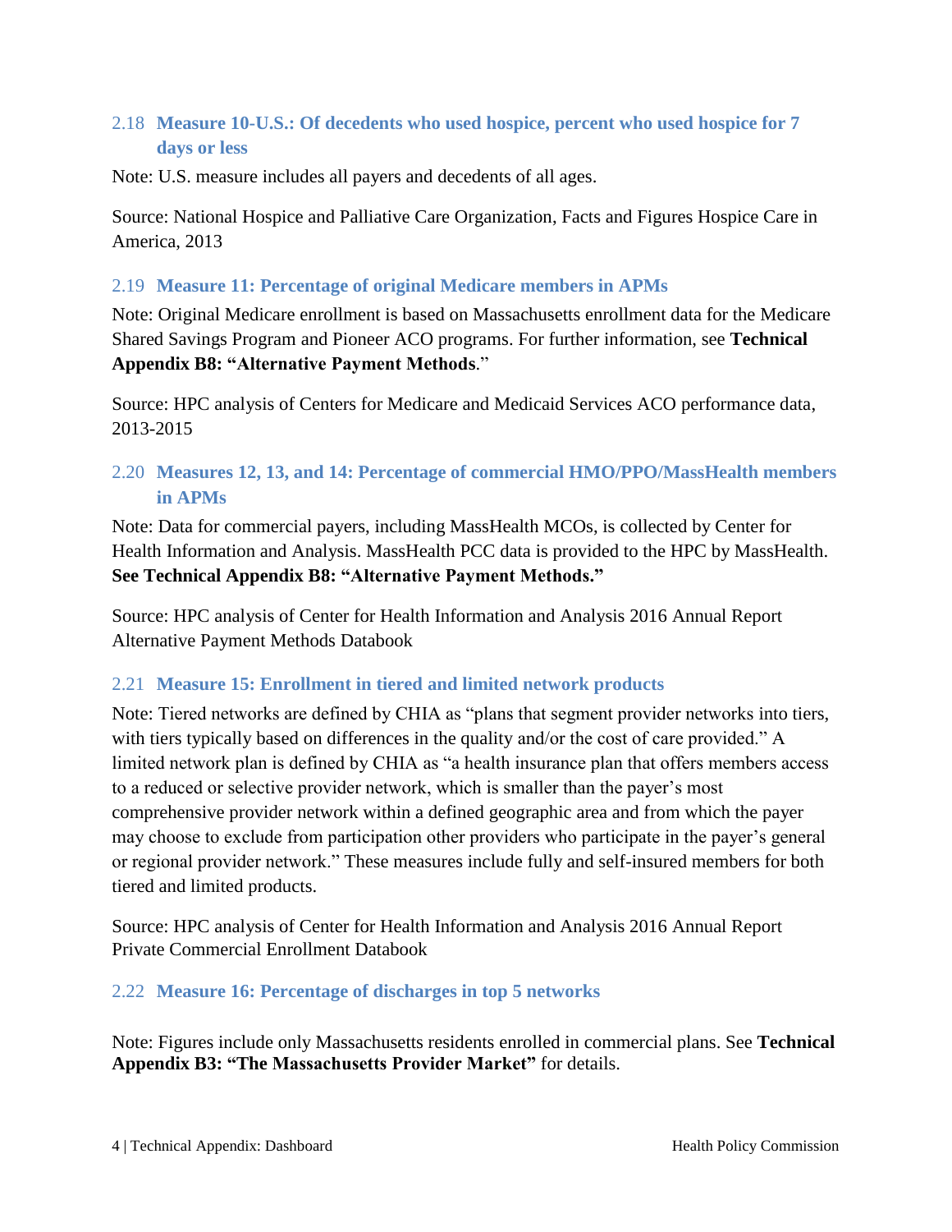### 2.18 Measure 10-U.S.: Of decedents who used hospice, percent who used hospice for 7 days or less

Note: U.S. measure includes all payers and decedents of all ages.

Source: National Hospice and Palliative Care Organization, Facts and Figures Hospice Care in America, 2013

### 2.19 Measure 11: Percentage of original Medicare members in APMs

Note: Original Medicare enrollment is based on Massachusetts enrollment data for the Medicare Shared Savings Program and Pioneer ACO programs. For further information, see **Technical Appendix B8: "Alternative Payment Methods**."

Source: HPC analysis of Centers for Medicare and Medicaid Services ACO performance data, 2013-2015

### 2.20 Measures 12, 13, and 14: Percentage of commercial HMO/PPO/MassHealth members in APMs

Note: Data for commercial payers, including MassHealth MCOs, is collected by Center for Health Information and Analysis. MassHealth PCC data is provided to the HPC by MassHealth. **See Technical Appendix B8: "Alternative Payment Methods."**

Source: HPC analysis of Center for Health Information and Analysis 2016 Annual Report Alternative Payment Methods Databook

### 2.21 Measure 15: Enrollment in tiered and limited network products

Note: Tiered networks are defined by CHIA as "plans that segment provider networks into tiers, with tiers typically based on differences in the quality and/or the cost of care provided." A limited network plan is defined by CHIA as "a health insurance plan that offers members access to a reduced or selective provider network, which is smaller than the payer's most comprehensive provider network within a defined geographic area and from which the payer may choose to exclude from participation other providers who participate in the payer's general or regional provider network." These measures include fully and self-insured members for both tiered and limited products.

Source: HPC analysis of Center for Health Information and Analysis 2016 Annual Report Private Commercial Enrollment Databook

### 2.22 Measure 16: Percentage of discharges in top 5 networks

Note: Figures include only Massachusetts residents enrolled in commercial plans. See **Technical Appendix B3: "The Massachusetts Provider Market"** for details.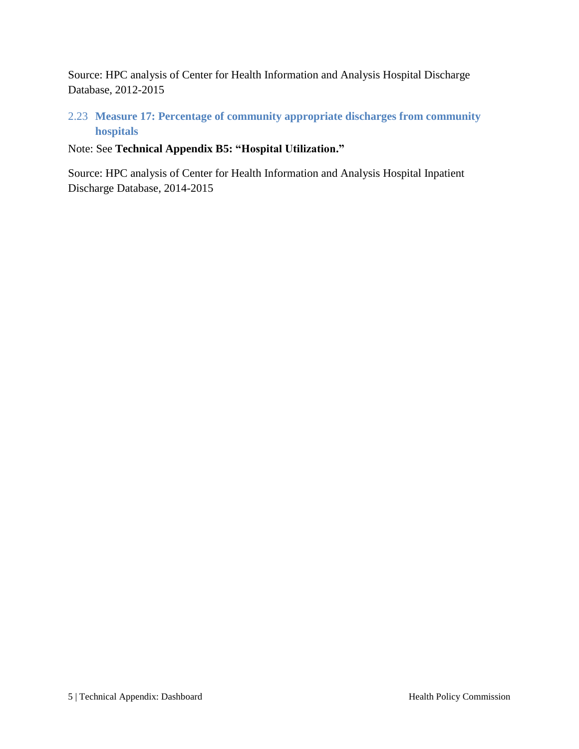Source: HPC analysis of Center for Health Information and Analysis Hospital Discharge Database, 2012-2015

### 2.23 Measure 17: Percentage of community appropriate discharges from community hospitals

Note: See **Technical Appendix B5: "Hospital Utilization."**

Source: HPC analysis of Center for Health Information and Analysis Hospital Inpatient Discharge Database, 2014-2015